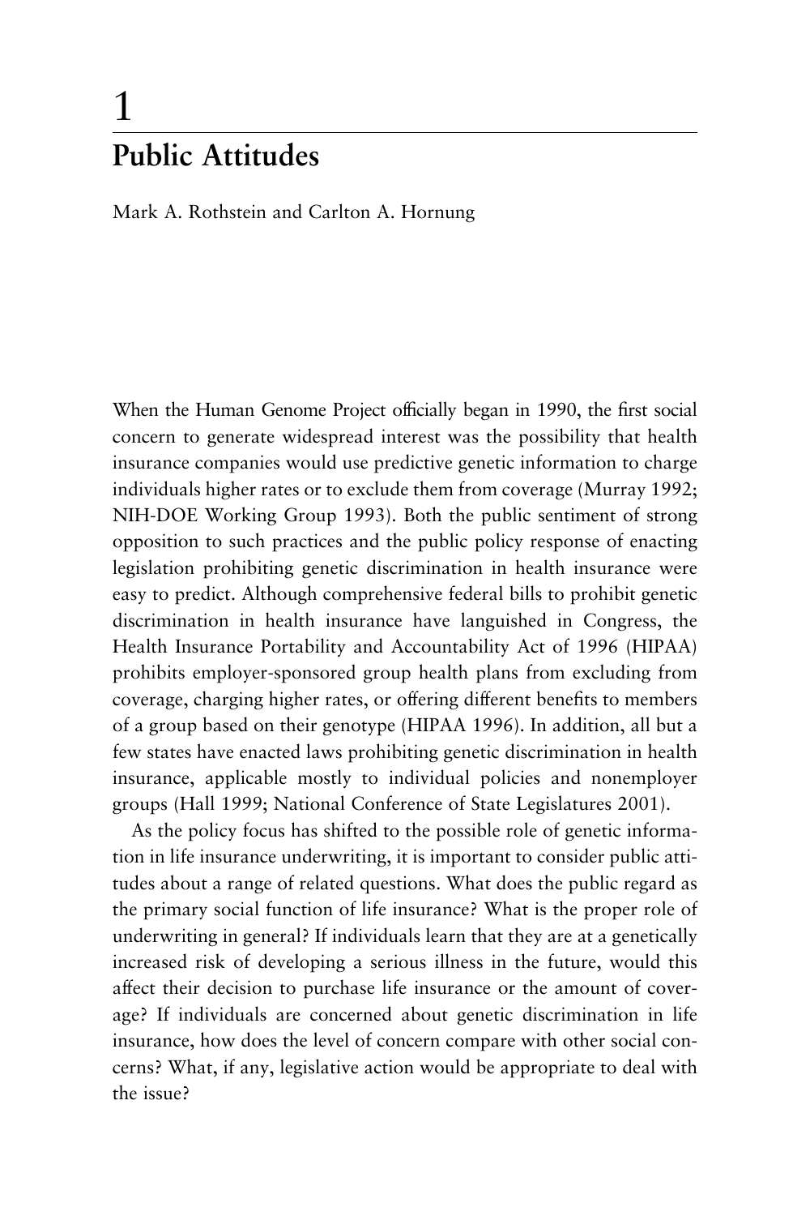# 1

## Public Attitudes

Mark A. Rothstein and Carlton A. Hornung

When the Human Genome Project officially began in 1990, the first social concern to generate widespread interest was the possibility that health insurance companies would use predictive genetic information to charge individuals higher rates or to exclude them from coverage (Murray 1992; NIH-DOE Working Group 1993). Both the public sentiment of strong opposition to such practices and the public policy response of enacting legislation prohibiting genetic discrimination in health insurance were easy to predict. Although comprehensive federal bills to prohibit genetic discrimination in health insurance have languished in Congress, the Health Insurance Portability and Accountability Act of 1996 (HIPAA) prohibits employer-sponsored group health plans from excluding from coverage, charging higher rates, or offering different benefits to members of a group based on their genotype (HIPAA 1996). In addition, all but a few states have enacted laws prohibiting genetic discrimination in health insurance, applicable mostly to individual policies and nonemployer groups (Hall 1999; National Conference of State Legislatures 2001).

As the policy focus has shifted to the possible role of genetic information in life insurance underwriting, it is important to consider public attitudes about a range of related questions. What does the public regard as the primary social function of life insurance? What is the proper role of underwriting in general? If individuals learn that they are at a genetically increased risk of developing a serious illness in the future, would this affect their decision to purchase life insurance or the amount of coverage? If individuals are concerned about genetic discrimination in life insurance, how does the level of concern compare with other social concerns? What, if any, legislative action would be appropriate to deal with the issue?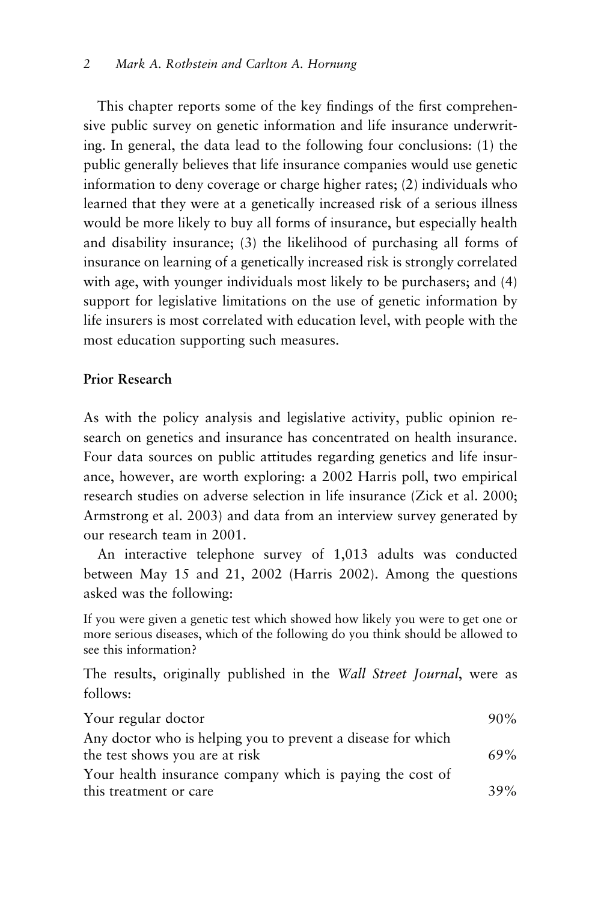This chapter reports some of the key findings of the first comprehensive public survey on genetic information and life insurance underwriting. In general, the data lead to the following four conclusions: (1) the public generally believes that life insurance companies would use genetic information to deny coverage or charge higher rates; (2) individuals who learned that they were at a genetically increased risk of a serious illness would be more likely to buy all forms of insurance, but especially health and disability insurance; (3) the likelihood of purchasing all forms of insurance on learning of a genetically increased risk is strongly correlated with age, with younger individuals most likely to be purchasers; and (4) support for legislative limitations on the use of genetic information by life insurers is most correlated with education level, with people with the most education supporting such measures.

## Prior Research

As with the policy analysis and legislative activity, public opinion research on genetics and insurance has concentrated on health insurance. Four data sources on public attitudes regarding genetics and life insurance, however, are worth exploring: a 2002 Harris poll, two empirical research studies on adverse selection in life insurance (Zick et al. 2000; Armstrong et al. 2003) and data from an interview survey generated by our research team in 2001.

An interactive telephone survey of 1,013 adults was conducted between May 15 and 21, 2002 (Harris 2002). Among the questions asked was the following:

If you were given a genetic test which showed how likely you were to get one or more serious diseases, which of the following do you think should be allowed to see this information?

The results, originally published in the *Wall Street Journal*, were as follows:

| | |
|---|---|
| Your regular doctor | 90% |
| Any doctor who is helping you to prevent a disease for which the test shows you are at risk | 69% |
| Your health insurance company which is paying the cost of this treatment or care | 39% |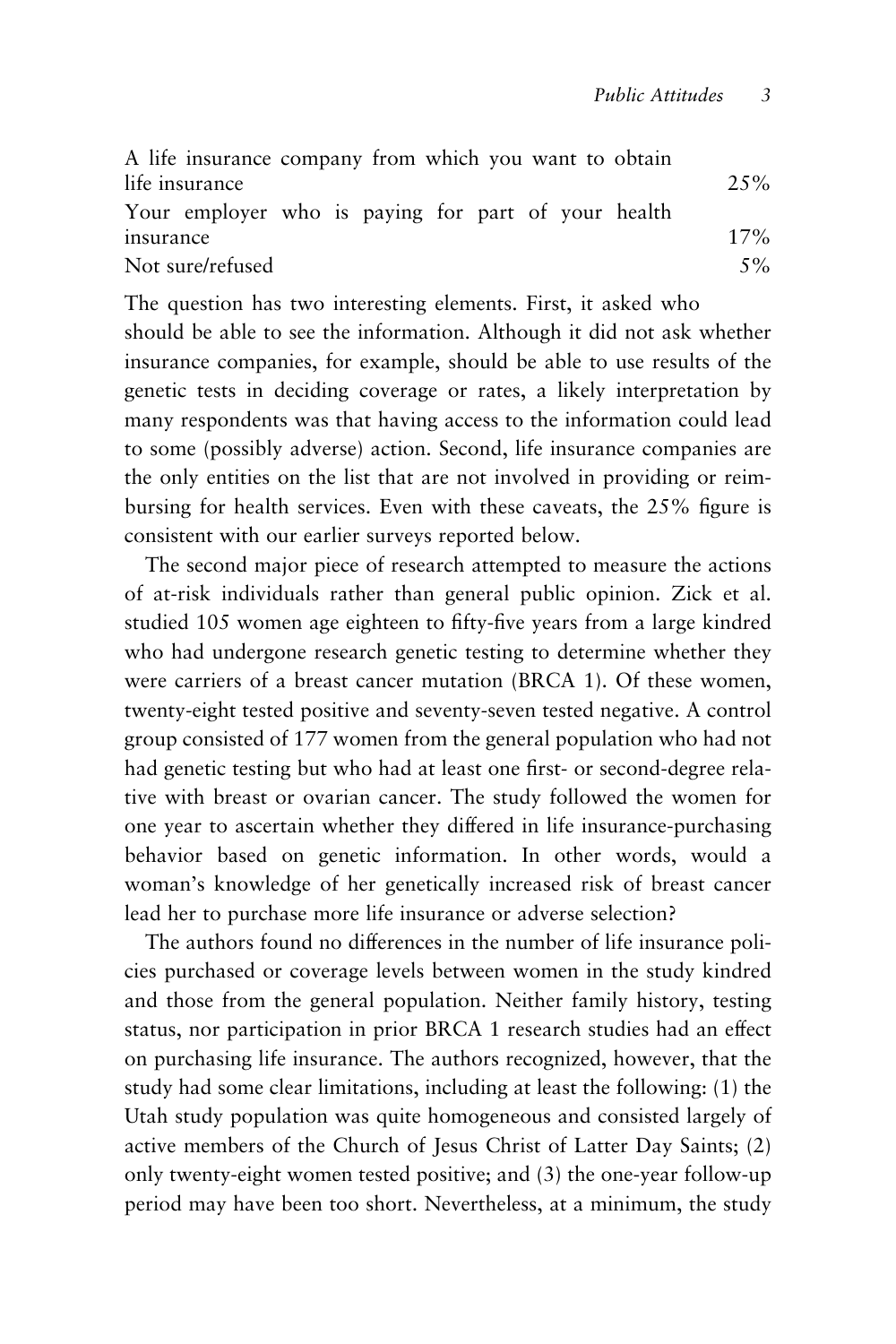| | |
|---|---|
| A life insurance company from which you want to obtain life insurance | 25% |
| Your employer who is paying for part of your health insurance | 17% |
| Not sure/refused | 5% |

The question has two interesting elements. First, it asked who should be able to see the information. Although it did not ask whether insurance companies, for example, should be able to use results of the genetic tests in deciding coverage or rates, a likely interpretation by many respondents was that having access to the information could lead to some (possibly adverse) action. Second, life insurance companies are the only entities on the list that are not involved in providing or reimbursing for health services. Even with these caveats, the 25% figure is consistent with our earlier surveys reported below.

The second major piece of research attempted to measure the actions of at-risk individuals rather than general public opinion. Zick et al. studied 105 women age eighteen to fifty-five years from a large kindred who had undergone research genetic testing to determine whether they were carriers of a breast cancer mutation (BRCA 1). Of these women, twenty-eight tested positive and seventy-seven tested negative. A control group consisted of 177 women from the general population who had not had genetic testing but who had at least one first- or second-degree relative with breast or ovarian cancer. The study followed the women for one year to ascertain whether they differed in life insurance-purchasing behavior based on genetic information. In other words, would a woman's knowledge of her genetically increased risk of breast cancer lead her to purchase more life insurance or adverse selection?

The authors found no differences in the number of life insurance policies purchased or coverage levels between women in the study kindred and those from the general population. Neither family history, testing status, nor participation in prior BRCA 1 research studies had an effect on purchasing life insurance. The authors recognized, however, that the study had some clear limitations, including at least the following: (1) the Utah study population was quite homogeneous and consisted largely of active members of the Church of Jesus Christ of Latter Day Saints; (2) only twenty-eight women tested positive; and (3) the one-year follow-up period may have been too short. Nevertheless, at a minimum, the study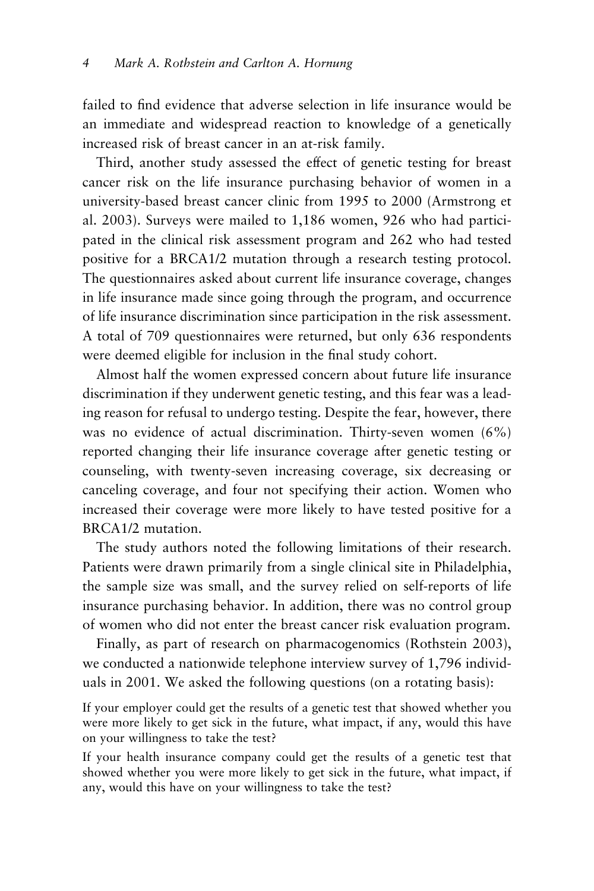failed to find evidence that adverse selection in life insurance would be an immediate and widespread reaction to knowledge of a genetically increased risk of breast cancer in an at-risk family.

Third, another study assessed the effect of genetic testing for breast cancer risk on the life insurance purchasing behavior of women in a university-based breast cancer clinic from 1995 to 2000 (Armstrong et al. 2003). Surveys were mailed to 1,186 women, 926 who had participated in the clinical risk assessment program and 262 who had tested positive for a BRCA1/2 mutation through a research testing protocol. The questionnaires asked about current life insurance coverage, changes in life insurance made since going through the program, and occurrence of life insurance discrimination since participation in the risk assessment. A total of 709 questionnaires were returned, but only 636 respondents were deemed eligible for inclusion in the final study cohort.

Almost half the women expressed concern about future life insurance discrimination if they underwent genetic testing, and this fear was a leading reason for refusal to undergo testing. Despite the fear, however, there was no evidence of actual discrimination. Thirty-seven women (6%) reported changing their life insurance coverage after genetic testing or counseling, with twenty-seven increasing coverage, six decreasing or canceling coverage, and four not specifying their action. Women who increased their coverage were more likely to have tested positive for a BRCA1/2 mutation.

The study authors noted the following limitations of their research. Patients were drawn primarily from a single clinical site in Philadelphia, the sample size was small, and the survey relied on self-reports of life insurance purchasing behavior. In addition, there was no control group of women who did not enter the breast cancer risk evaluation program.

Finally, as part of research on pharmacogenomics (Rothstein 2003), we conducted a nationwide telephone interview survey of 1,796 individuals in 2001. We asked the following questions (on a rotating basis):

> If your employer could get the results of a genetic test that showed whether you were more likely to get sick in the future, what impact, if any, would this have on your willingness to take the test?
>
> If your health insurance company could get the results of a genetic test that showed whether you were more likely to get sick in the future, what impact, if any, would this have on your willingness to take the test?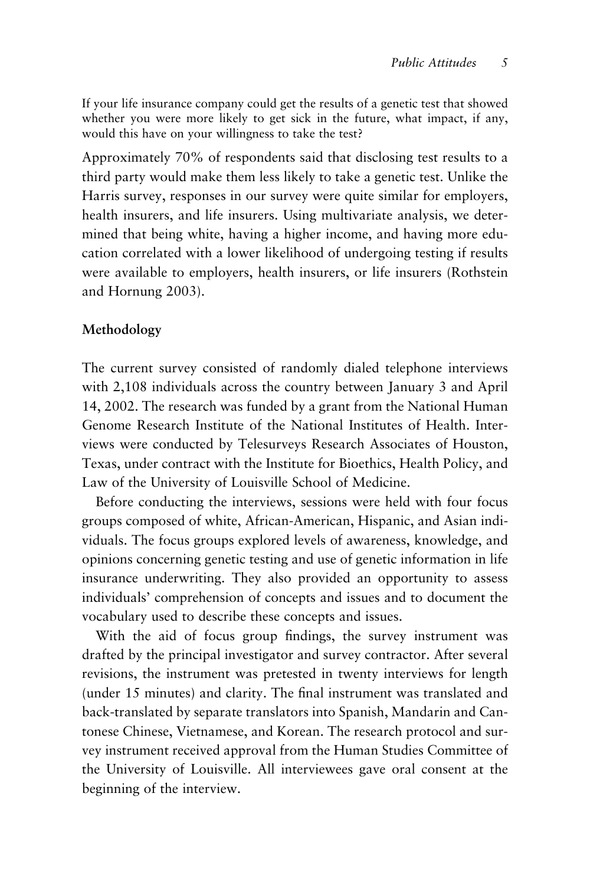If your life insurance company could get the results of a genetic test that showed whether you were more likely to get sick in the future, what impact, if any, would this have on your willingness to take the test?

Approximately 70% of respondents said that disclosing test results to a third party would make them less likely to take a genetic test. Unlike the Harris survey, responses in our survey were quite similar for employers, health insurers, and life insurers. Using multivariate analysis, we determined that being white, having a higher income, and having more education correlated with a lower likelihood of undergoing testing if results were available to employers, health insurers, or life insurers (Rothstein and Hornung 2003).

## Methodology

The current survey consisted of randomly dialed telephone interviews with 2,108 individuals across the country between January 3 and April 14, 2002. The research was funded by a grant from the National Human Genome Research Institute of the National Institutes of Health. Interviews were conducted by Telesurveys Research Associates of Houston, Texas, under contract with the Institute for Bioethics, Health Policy, and Law of the University of Louisville School of Medicine.

Before conducting the interviews, sessions were held with four focus groups composed of white, African-American, Hispanic, and Asian individuals. The focus groups explored levels of awareness, knowledge, and opinions concerning genetic testing and use of genetic information in life insurance underwriting. They also provided an opportunity to assess individuals' comprehension of concepts and issues and to document the vocabulary used to describe these concepts and issues.

With the aid of focus group findings, the survey instrument was drafted by the principal investigator and survey contractor. After several revisions, the instrument was pretested in twenty interviews for length (under 15 minutes) and clarity. The final instrument was translated and back-translated by separate translators into Spanish, Mandarin and Cantonese Chinese, Vietnamese, and Korean. The research protocol and survey instrument received approval from the Human Studies Committee of the University of Louisville. All interviewees gave oral consent at the beginning of the interview.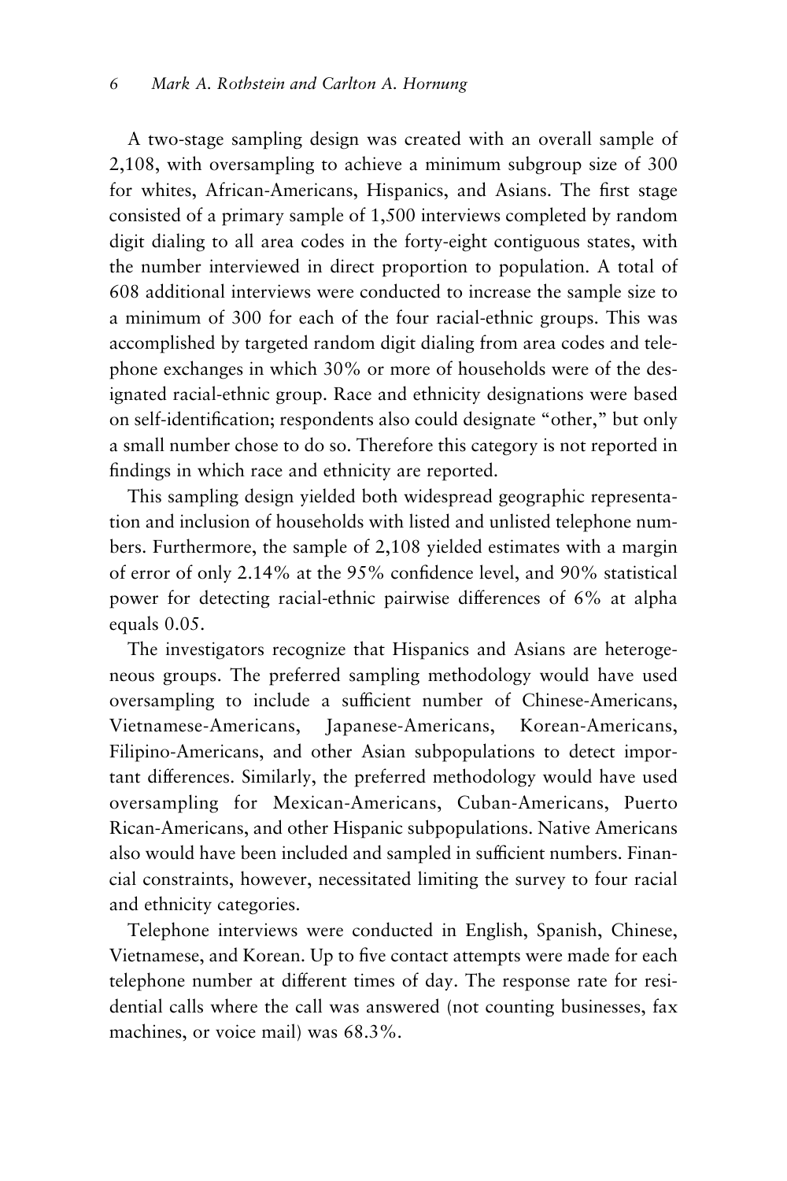A two-stage sampling design was created with an overall sample of 2,108, with oversampling to achieve a minimum subgroup size of 300 for whites, African-Americans, Hispanics, and Asians. The first stage consisted of a primary sample of 1,500 interviews completed by random digit dialing to all area codes in the forty-eight contiguous states, with the number interviewed in direct proportion to population. A total of 608 additional interviews were conducted to increase the sample size to a minimum of 300 for each of the four racial-ethnic groups. This was accomplished by targeted random digit dialing from area codes and telephone exchanges in which 30% or more of households were of the designated racial-ethnic group. Race and ethnicity designations were based on self-identification; respondents also could designate "other," but only a small number chose to do so. Therefore this category is not reported in findings in which race and ethnicity are reported.

This sampling design yielded both widespread geographic representation and inclusion of households with listed and unlisted telephone numbers. Furthermore, the sample of 2,108 yielded estimates with a margin of error of only 2.14% at the 95% confidence level, and 90% statistical power for detecting racial-ethnic pairwise differences of 6% at alpha equals 0.05.

The investigators recognize that Hispanics and Asians are heterogeneous groups. The preferred sampling methodology would have used oversampling to include a sufficient number of Chinese-Americans, Vietnamese-Americans, Japanese-Americans, Korean-Americans, Filipino-Americans, and other Asian subpopulations to detect important differences. Similarly, the preferred methodology would have used oversampling for Mexican-Americans, Cuban-Americans, Puerto Rican-Americans, and other Hispanic subpopulations. Native Americans also would have been included and sampled in sufficient numbers. Financial constraints, however, necessitated limiting the survey to four racial and ethnicity categories.

Telephone interviews were conducted in English, Spanish, Chinese, Vietnamese, and Korean. Up to five contact attempts were made for each telephone number at different times of day. The response rate for residential calls where the call was answered (not counting businesses, fax machines, or voice mail) was 68.3%.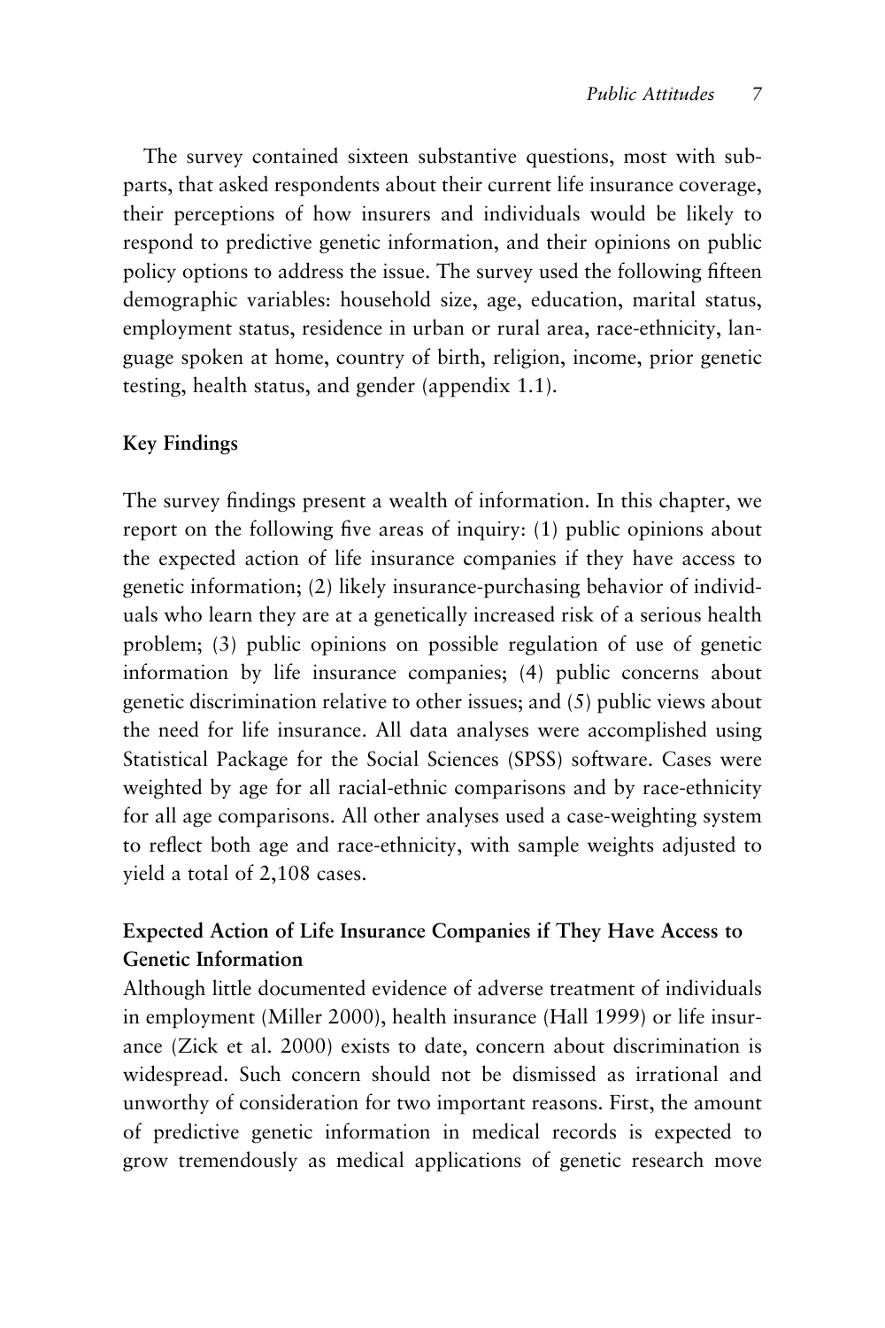The survey contained sixteen substantive questions, most with subparts, that asked respondents about their current life insurance coverage, their perceptions of how insurers and individuals would be likely to respond to predictive genetic information, and their opinions on public policy options to address the issue. The survey used the following fifteen demographic variables: household size, age, education, marital status, employment status, residence in urban or rural area, race-ethnicity, language spoken at home, country of birth, religion, income, prior genetic testing, health status, and gender (appendix 1.1).

## Key Findings

The survey findings present a wealth of information. In this chapter, we report on the following five areas of inquiry: (1) public opinions about the expected action of life insurance companies if they have access to genetic information; (2) likely insurance-purchasing behavior of individuals who learn they are at a genetically increased risk of a serious health problem; (3) public opinions on possible regulation of use of genetic information by life insurance companies; (4) public concerns about genetic discrimination relative to other issues; and (5) public views about the need for life insurance. All data analyses were accomplished using Statistical Package for the Social Sciences (SPSS) software. Cases were weighted by age for all racial-ethnic comparisons and by race-ethnicity for all age comparisons. All other analyses used a case-weighting system to reflect both age and race-ethnicity, with sample weights adjusted to yield a total of 2,108 cases.

### Expected Action of Life Insurance Companies if They Have Access to Genetic Information

Although little documented evidence of adverse treatment of individuals in employment (Miller 2000), health insurance (Hall 1999) or life insurance (Zick et al. 2000) exists to date, concern about discrimination is widespread. Such concern should not be dismissed as irrational and unworthy of consideration for two important reasons. First, the amount of predictive genetic information in medical records is expected to grow tremendously as medical applications of genetic research move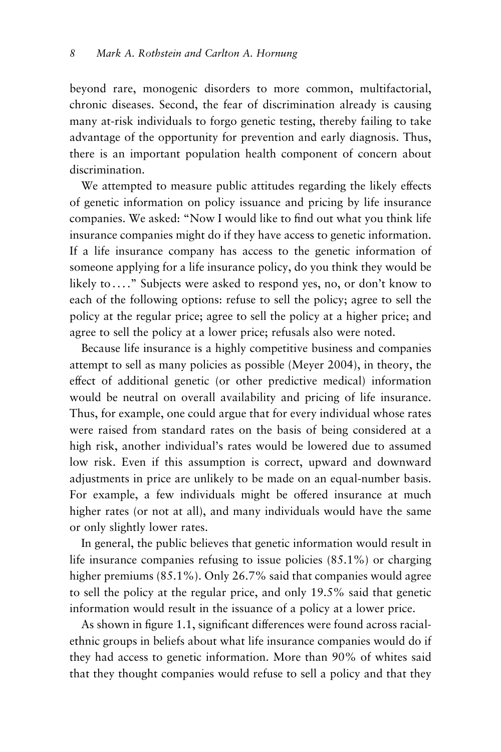beyond rare, monogenic disorders to more common, multifactorial, chronic diseases. Second, the fear of discrimination already is causing many at-risk individuals to forgo genetic testing, thereby failing to take advantage of the opportunity for prevention and early diagnosis. Thus, there is an important population health component of concern about discrimination.

We attempted to measure public attitudes regarding the likely effects of genetic information on policy issuance and pricing by life insurance companies. We asked: "Now I would like to find out what you think life insurance companies might do if they have access to genetic information. If a life insurance company has access to the genetic information of someone applying for a life insurance policy, do you think they would be likely to . . . ." Subjects were asked to respond yes, no, or don't know to each of the following options: refuse to sell the policy; agree to sell the policy at the regular price; agree to sell the policy at a higher price; and agree to sell the policy at a lower price; refusals also were noted.

Because life insurance is a highly competitive business and companies attempt to sell as many policies as possible (Meyer 2004), in theory, the effect of additional genetic (or other predictive medical) information would be neutral on overall availability and pricing of life insurance. Thus, for example, one could argue that for every individual whose rates were raised from standard rates on the basis of being considered at a high risk, another individual's rates would be lowered due to assumed low risk. Even if this assumption is correct, upward and downward adjustments in price are unlikely to be made on an equal-number basis. For example, a few individuals might be offered insurance at much higher rates (or not at all), and many individuals would have the same or only slightly lower rates.

In general, the public believes that genetic information would result in life insurance companies refusing to issue policies (85.1%) or charging higher premiums (85.1%). Only 26.7% said that companies would agree to sell the policy at the regular price, and only 19.5% said that genetic information would result in the issuance of a policy at a lower price.

As shown in figure 1.1, significant differences were found across racial-ethnic groups in beliefs about what life insurance companies would do if they had access to genetic information. More than 90% of whites said that they thought companies would refuse to sell a policy and that they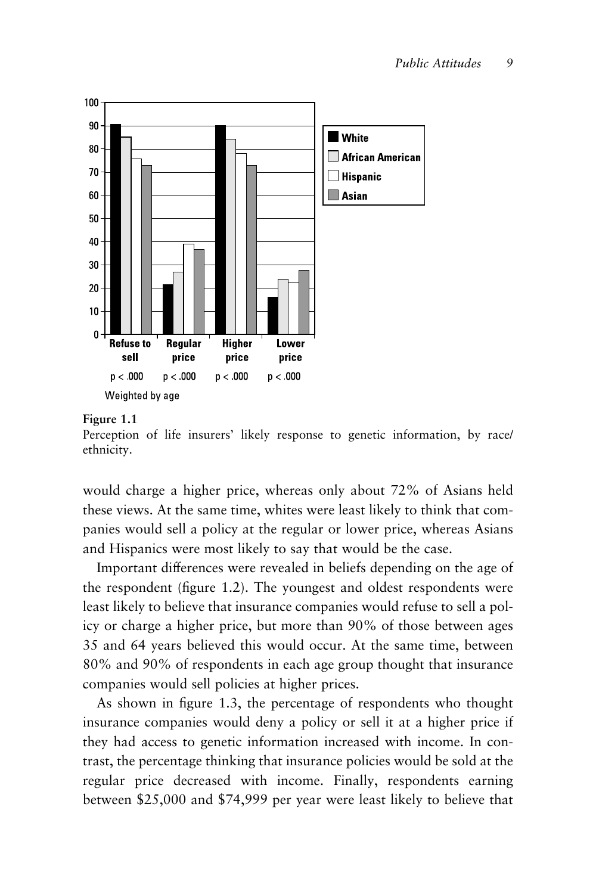**Figure 1.1**
Perception of life insurers' likely response to genetic information, by race/ethnicity.

would charge a higher price, whereas only about 72% of Asians held these views. At the same time, whites were least likely to think that companies would sell a policy at the regular or lower price, whereas Asians and Hispanics were most likely to say that would be the case.

Important differences were revealed in beliefs depending on the age of the respondent (figure 1.2). The youngest and oldest respondents were least likely to believe that insurance companies would refuse to sell a policy or charge a higher price, but more than 90% of those between ages 35 and 64 years believed this would occur. At the same time, between 80% and 90% of respondents in each age group thought that insurance companies would sell policies at higher prices.

As shown in figure 1.3, the percentage of respondents who thought insurance companies would deny a policy or sell it at a higher price if they had access to genetic information increased with income. In contrast, the percentage thinking that insurance policies would be sold at the regular price decreased with income. Finally, respondents earning between $25,000 and $74,999 per year were least likely to believe that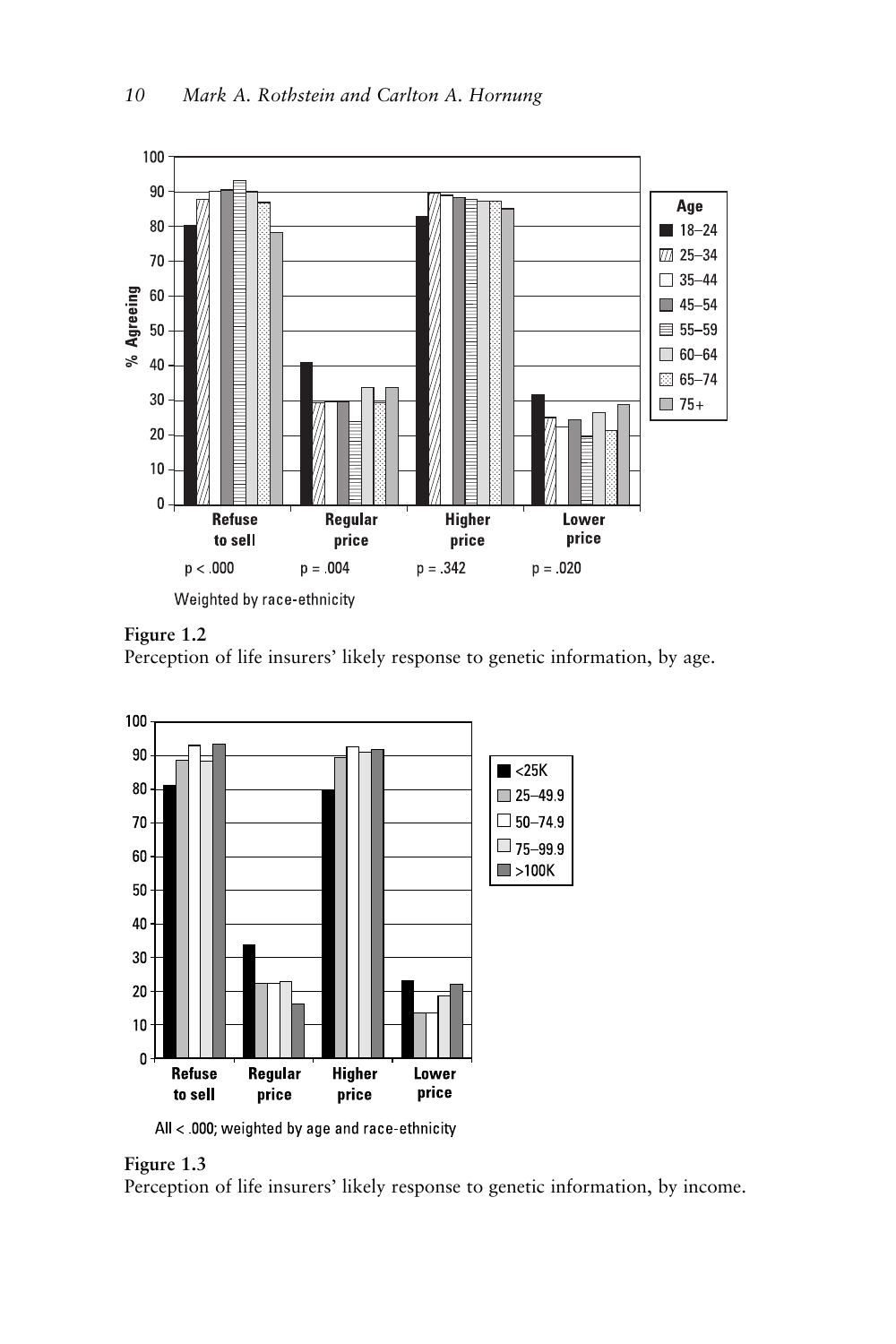Figure 1.2
Perception of life insurers' likely response to genetic information, by age.

Figure 1.3
Perception of life insurers' likely response to genetic information, by income.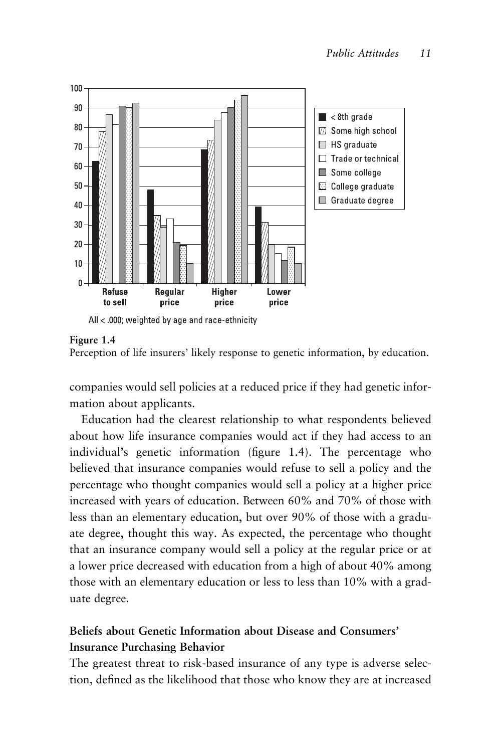All < .000; weighted by age and race-ethnicity

**Figure 1.4**
Perception of life insurers' likely response to genetic information, by education.

companies would sell policies at a reduced price if they had genetic information about applicants.

Education had the clearest relationship to what respondents believed about how life insurance companies would act if they had access to an individual's genetic information (figure 1.4). The percentage who believed that insurance companies would refuse to sell a policy and the percentage who thought companies would sell a policy at a higher price increased with years of education. Between 60% and 70% of those with less than an elementary education, but over 90% of those with a graduate degree, thought this way. As expected, the percentage who thought that an insurance company would sell a policy at the regular price or at a lower price decreased with education from a high of about 40% among those with an elementary education or less to less than 10% with a graduate degree.

## Beliefs about Genetic Information about Disease and Consumers' Insurance Purchasing Behavior

The greatest threat to risk-based insurance of any type is adverse selection, defined as the likelihood that those who know they are at increased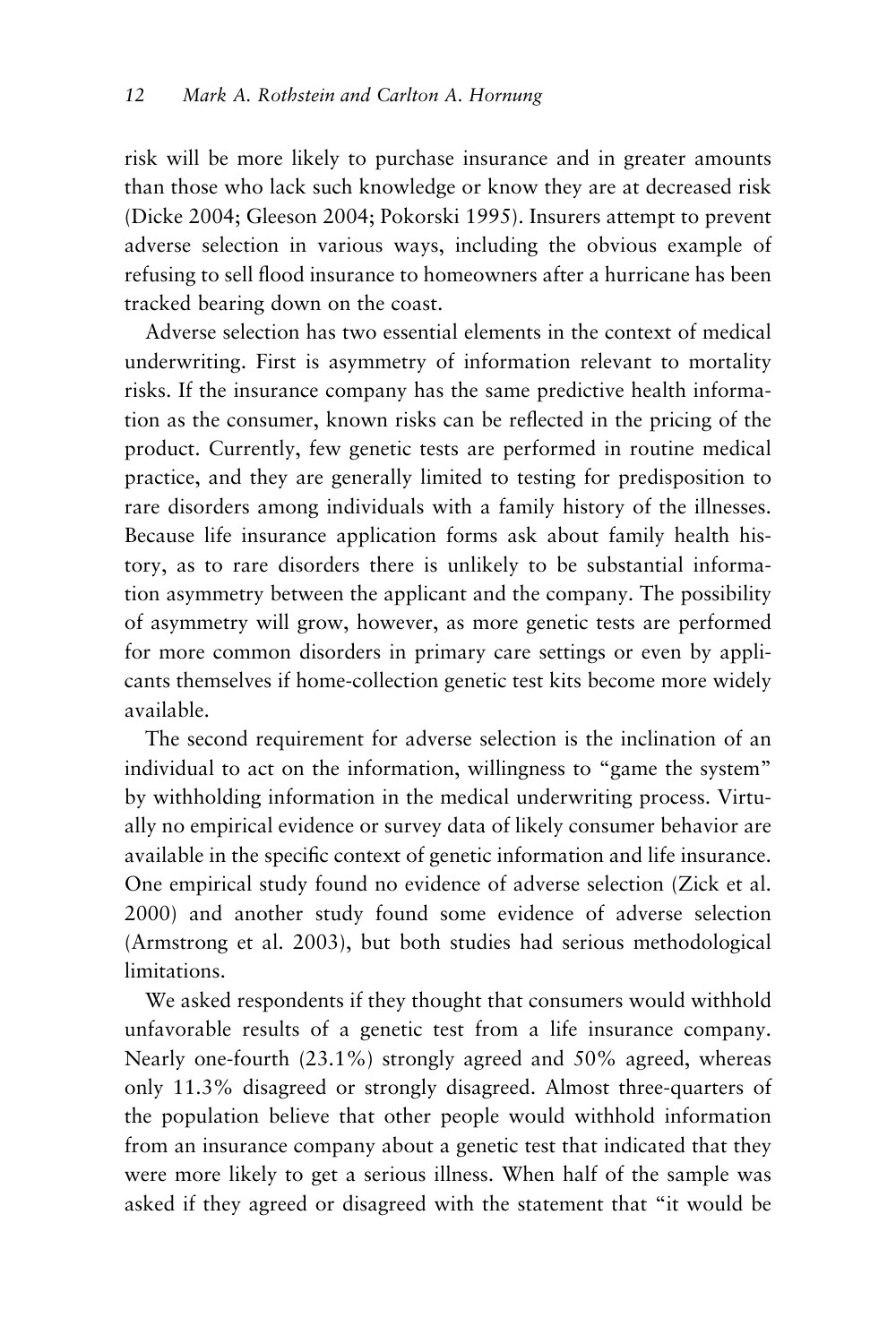risk will be more likely to purchase insurance and in greater amounts than those who lack such knowledge or know they are at decreased risk (Dicke 2004; Gleeson 2004; Pokorski 1995). Insurers attempt to prevent adverse selection in various ways, including the obvious example of refusing to sell flood insurance to homeowners after a hurricane has been tracked bearing down on the coast.

Adverse selection has two essential elements in the context of medical underwriting. First is asymmetry of information relevant to mortality risks. If the insurance company has the same predictive health information as the consumer, known risks can be reflected in the pricing of the product. Currently, few genetic tests are performed in routine medical practice, and they are generally limited to testing for predisposition to rare disorders among individuals with a family history of the illnesses. Because life insurance application forms ask about family health history, as to rare disorders there is unlikely to be substantial information asymmetry between the applicant and the company. The possibility of asymmetry will grow, however, as more genetic tests are performed for more common disorders in primary care settings or even by applicants themselves if home-collection genetic test kits become more widely available.

The second requirement for adverse selection is the inclination of an individual to act on the information, willingness to "game the system" by withholding information in the medical underwriting process. Virtually no empirical evidence or survey data of likely consumer behavior are available in the specific context of genetic information and life insurance. One empirical study found no evidence of adverse selection (Zick et al. 2000) and another study found some evidence of adverse selection (Armstrong et al. 2003), but both studies had serious methodological limitations.

We asked respondents if they thought that consumers would withhold unfavorable results of a genetic test from a life insurance company. Nearly one-fourth (23.1%) strongly agreed and 50% agreed, whereas only 11.3% disagreed or strongly disagreed. Almost three-quarters of the population believe that other people would withhold information from an insurance company about a genetic test that indicated that they were more likely to get a serious illness. When half of the sample was asked if they agreed or disagreed with the statement that "it would be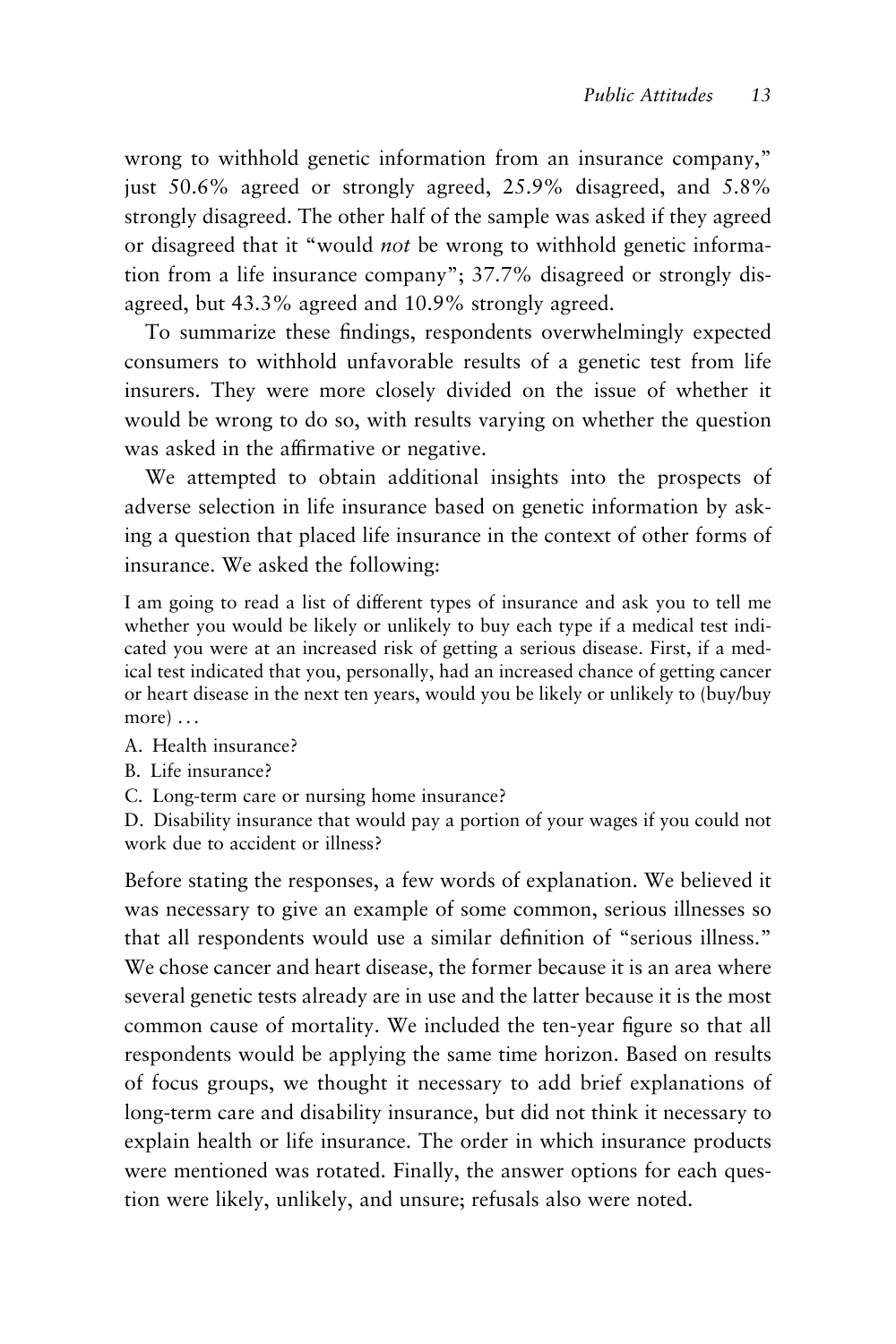wrong to withhold genetic information from an insurance company," just 50.6% agreed or strongly agreed, 25.9% disagreed, and 5.8% strongly disagreed. The other half of the sample was asked if they agreed or disagreed that it "would *not* be wrong to withhold genetic information from a life insurance company"; 37.7% disagreed or strongly disagreed, but 43.3% agreed and 10.9% strongly agreed.

To summarize these findings, respondents overwhelmingly expected consumers to withhold unfavorable results of a genetic test from life insurers. They were more closely divided on the issue of whether it would be wrong to do so, with results varying on whether the question was asked in the affirmative or negative.

We attempted to obtain additional insights into the prospects of adverse selection in life insurance based on genetic information by asking a question that placed life insurance in the context of other forms of insurance. We asked the following:

> I am going to read a list of different types of insurance and ask you to tell me whether you would be likely or unlikely to buy each type if a medical test indicated you were at an increased risk of getting a serious disease. First, if a medical test indicated that you, personally, had an increased chance of getting cancer or heart disease in the next ten years, would you be likely or unlikely to (buy/buy more) . . .
>
> A. Health insurance?
>
> B. Life insurance?
>
> C. Long-term care or nursing home insurance?
>
> D. Disability insurance that would pay a portion of your wages if you could not work due to accident or illness?

Before stating the responses, a few words of explanation. We believed it was necessary to give an example of some common, serious illnesses so that all respondents would use a similar definition of "serious illness." We chose cancer and heart disease, the former because it is an area where several genetic tests already are in use and the latter because it is the most common cause of mortality. We included the ten-year figure so that all respondents would be applying the same time horizon. Based on results of focus groups, we thought it necessary to add brief explanations of long-term care and disability insurance, but did not think it necessary to explain health or life insurance. The order in which insurance products were mentioned was rotated. Finally, the answer options for each question were likely, unlikely, and unsure; refusals also were noted.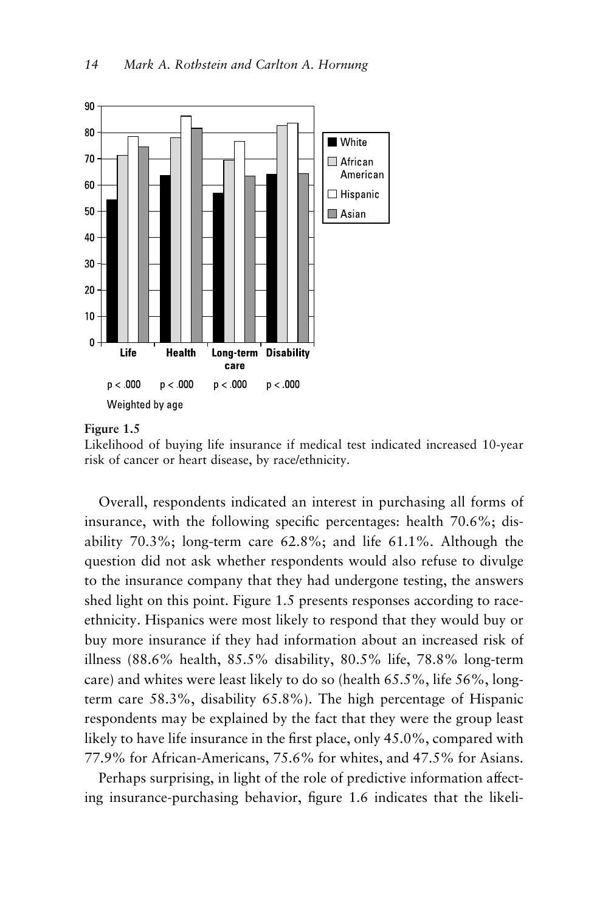**Figure 1.5**
Likelihood of buying life insurance if medical test indicated increased 10-year risk of cancer or heart disease, by race/ethnicity.

Overall, respondents indicated an interest in purchasing all forms of insurance, with the following specific percentages: health 70.6%; disability 70.3%; long-term care 62.8%; and life 61.1%. Although the question did not ask whether respondents would also refuse to divulge to the insurance company that they had undergone testing, the answers shed light on this point. Figure 1.5 presents responses according to race-ethnicity. Hispanics were most likely to respond that they would buy or buy more insurance if they had information about an increased risk of illness (88.6% health, 85.5% disability, 80.5% life, 78.8% long-term care) and whites were least likely to do so (health 65.5%, life 56%, long-term care 58.3%, disability 65.8%). The high percentage of Hispanic respondents may be explained by the fact that they were the group least likely to have life insurance in the first place, only 45.0%, compared with 77.9% for African-Americans, 75.6% for whites, and 47.5% for Asians.

Perhaps surprising, in light of the role of predictive information affecting insurance-purchasing behavior, figure 1.6 indicates that the likeli-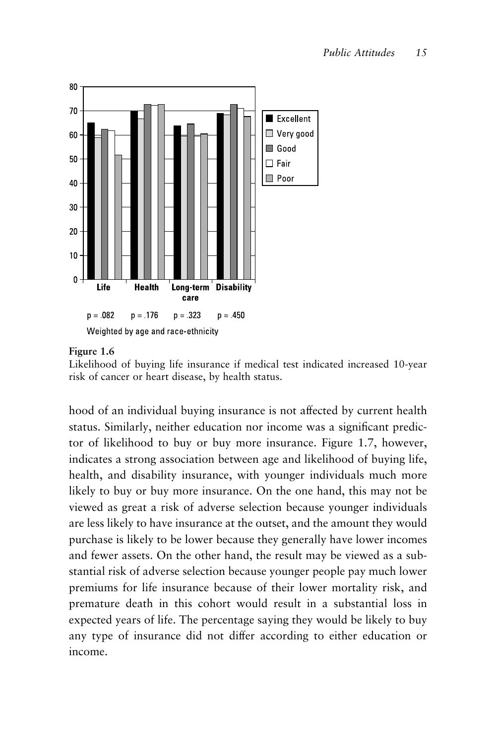**Figure 1.6**
Likelihood of buying life insurance if medical test indicated increased 10-year risk of cancer or heart disease, by health status.

hood of an individual buying insurance is not affected by current health status. Similarly, neither education nor income was a significant predictor of likelihood to buy or buy more insurance. Figure 1.7, however, indicates a strong association between age and likelihood of buying life, health, and disability insurance, with younger individuals much more likely to buy or buy more insurance. On the one hand, this may not be viewed as great a risk of adverse selection because younger individuals are less likely to have insurance at the outset, and the amount they would purchase is likely to be lower because they generally have lower incomes and fewer assets. On the other hand, the result may be viewed as a substantial risk of adverse selection because younger people pay much lower premiums for life insurance because of their lower mortality risk, and premature death in this cohort would result in a substantial loss in expected years of life. The percentage saying they would be likely to buy any type of insurance did not differ according to either education or income.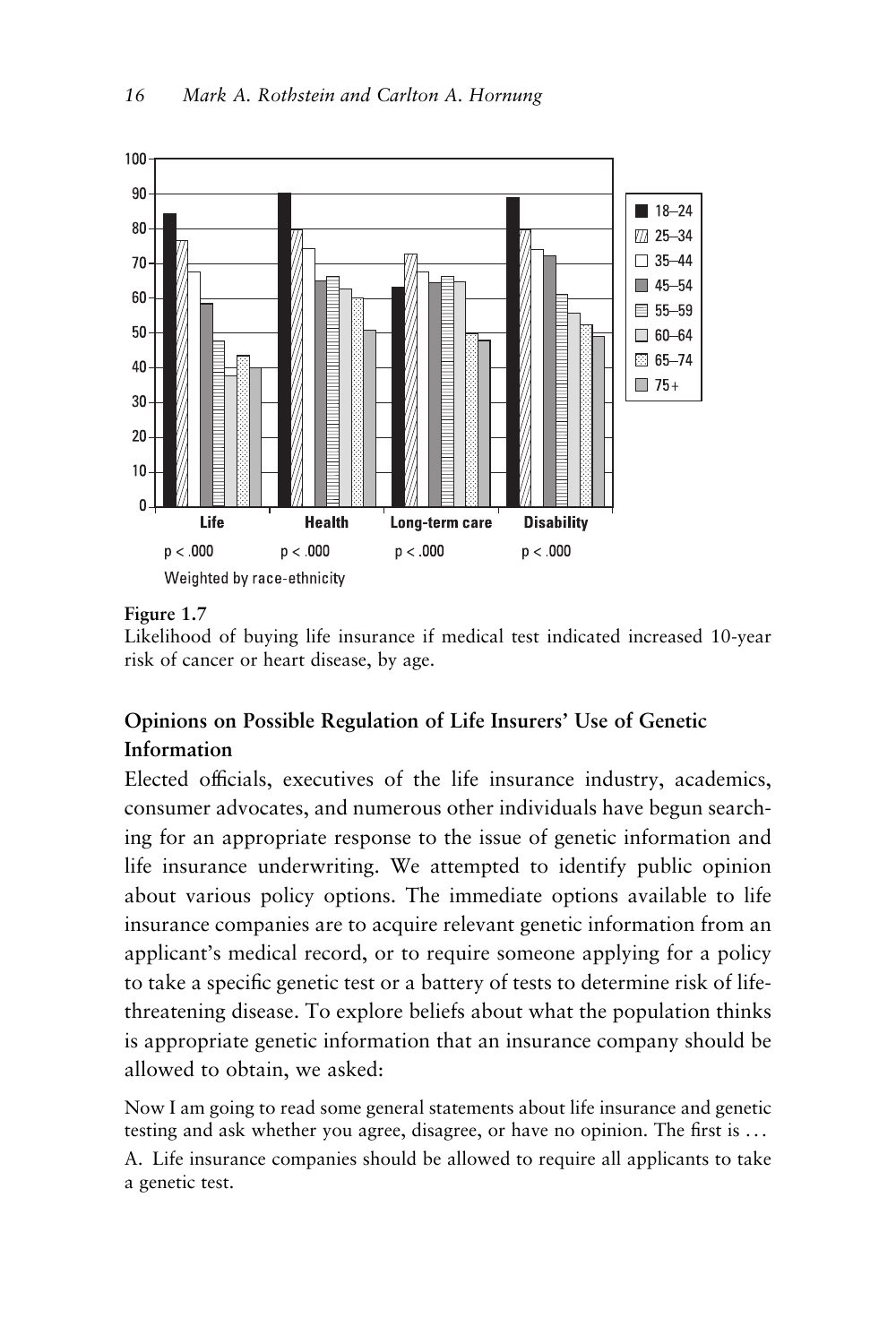**Figure 1.7**
Likelihood of buying life insurance if medical test indicated increased 10-year risk of cancer or heart disease, by age.

## Opinions on Possible Regulation of Life Insurers' Use of Genetic Information

Elected officials, executives of the life insurance industry, academics, consumer advocates, and numerous other individuals have begun searching for an appropriate response to the issue of genetic information and life insurance underwriting. We attempted to identify public opinion about various policy options. The immediate options available to life insurance companies are to acquire relevant genetic information from an applicant's medical record, or to require someone applying for a policy to take a specific genetic test or a battery of tests to determine risk of life-threatening disease. To explore beliefs about what the population thinks is appropriate genetic information that an insurance company should be allowed to obtain, we asked:

Now I am going to read some general statements about life insurance and genetic testing and ask whether you agree, disagree, or have no opinion. The first is ...

A. Life insurance companies should be allowed to require all applicants to take a genetic test.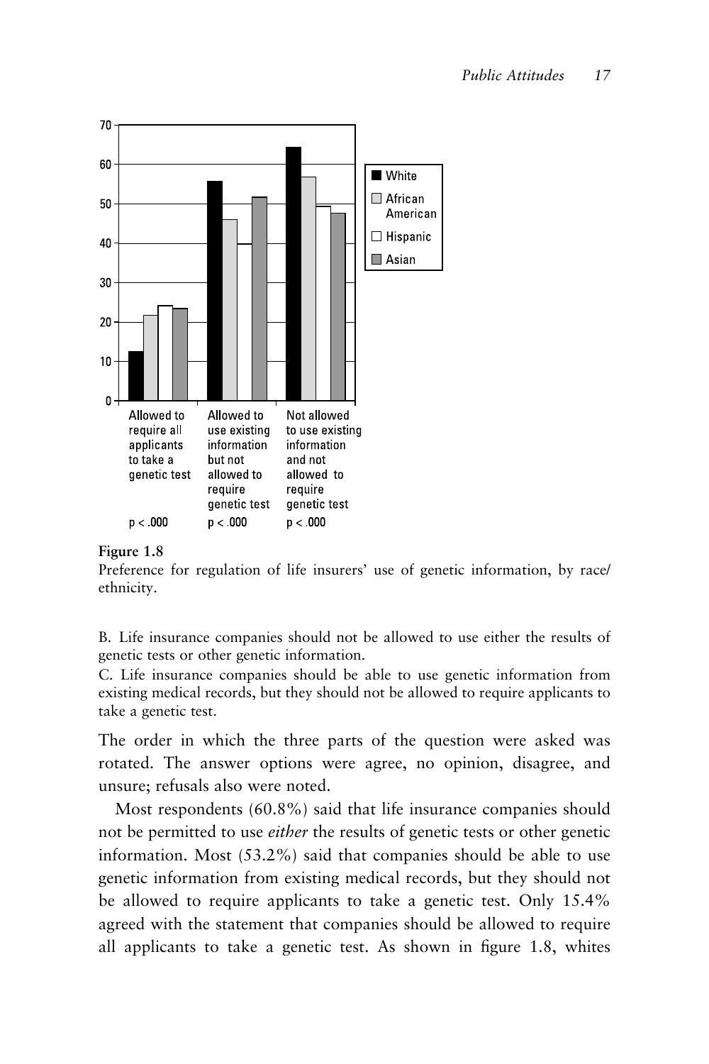**Figure 1.8**
Preference for regulation of life insurers' use of genetic information, by race/ethnicity.

B. Life insurance companies should not be allowed to use either the results of genetic tests or other genetic information.
C. Life insurance companies should be able to use genetic information from existing medical records, but they should not be allowed to require applicants to take a genetic test.

The order in which the three parts of the question were asked was rotated. The answer options were agree, no opinion, disagree, and unsure; refusals also were noted.

Most respondents (60.8%) said that life insurance companies should not be permitted to use *either* the results of genetic tests or other genetic information. Most (53.2%) said that companies should be able to use genetic information from existing medical records, but they should not be allowed to require applicants to take a genetic test. Only 15.4% agreed with the statement that companies should be allowed to require all applicants to take a genetic test. As shown in figure 1.8, whites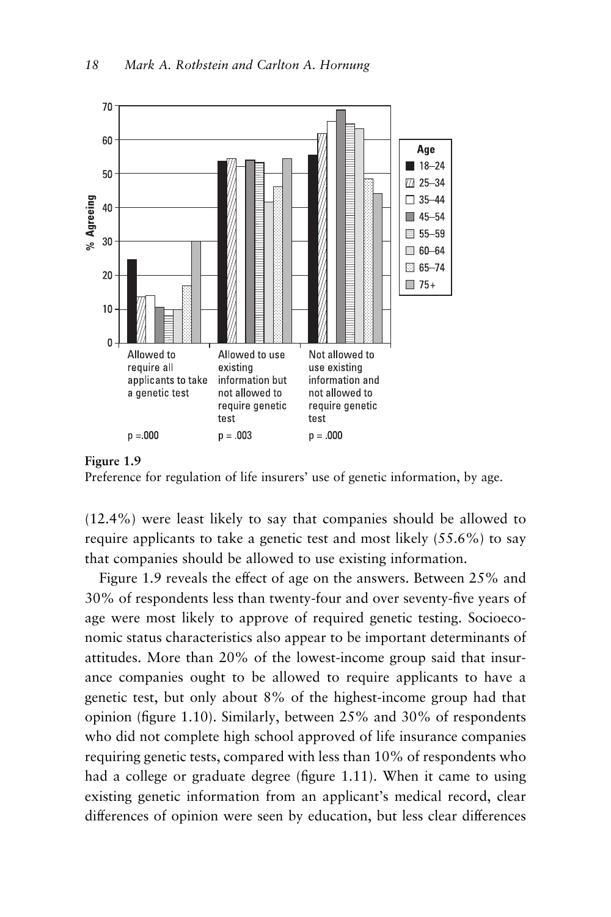Figure 1.9

Preference for regulation of life insurers' use of genetic information, by age.

(12.4%) were least likely to say that companies should be allowed to require applicants to take a genetic test and most likely (55.6%) to say that companies should be allowed to use existing information.

Figure 1.9 reveals the effect of age on the answers. Between 25% and 30% of respondents less than twenty-four and over seventy-five years of age were most likely to approve of required genetic testing. Socioeconomic status characteristics also appear to be important determinants of attitudes. More than 20% of the lowest-income group said that insurance companies ought to be allowed to require applicants to have a genetic test, but only about 8% of the highest-income group had that opinion (figure 1.10). Similarly, between 25% and 30% of respondents who did not complete high school approved of life insurance companies requiring genetic tests, compared with less than 10% of respondents who had a college or graduate degree (figure 1.11). When it came to using existing genetic information from an applicant's medical record, clear differences of opinion were seen by education, but less clear differences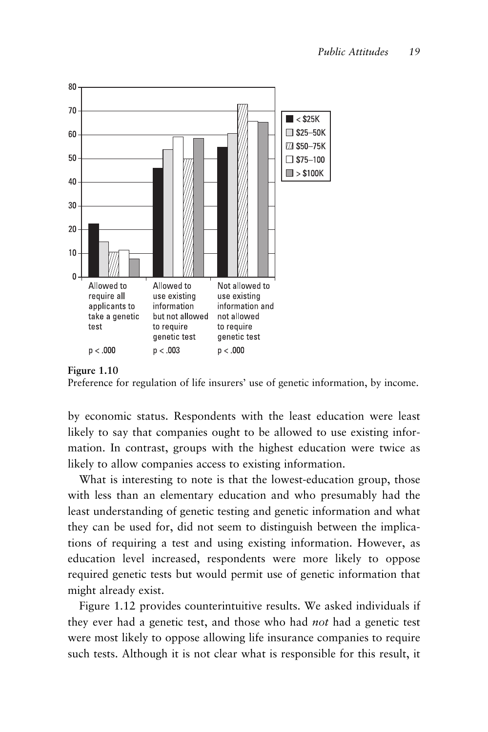**Figure 1.10**
Preference for regulation of life insurers' use of genetic information, by income.

by economic status. Respondents with the least education were least likely to say that companies ought to be allowed to use existing information. In contrast, groups with the highest education were twice as likely to allow companies access to existing information.

What is interesting to note is that the lowest-education group, those with less than an elementary education and who presumably had the least understanding of genetic testing and genetic information and what they can be used for, did not seem to distinguish between the implications of requiring a test and using existing information. However, as education level increased, respondents were more likely to oppose required genetic tests but would permit use of genetic information that might already exist.

Figure 1.12 provides counterintuitive results. We asked individuals if they ever had a genetic test, and those who had *not* had a genetic test were most likely to oppose allowing life insurance companies to require such tests. Although it is not clear what is responsible for this result, it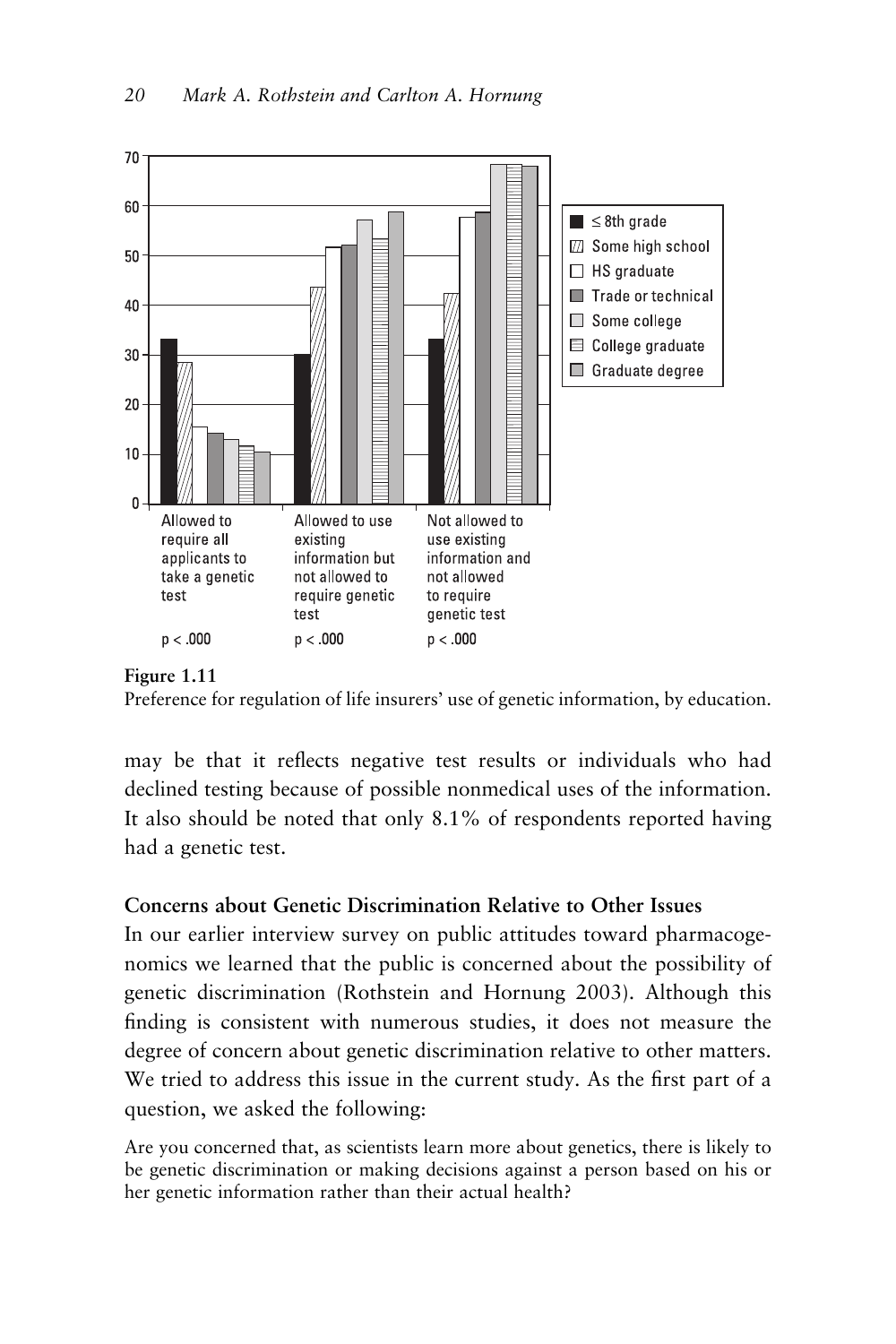**Figure 1.11**
Preference for regulation of life insurers' use of genetic information, by education.

may be that it reflects negative test results or individuals who had declined testing because of possible nonmedical uses of the information. It also should be noted that only 8.1% of respondents reported having had a genetic test.

**Concerns about Genetic Discrimination Relative to Other Issues**

In our earlier interview survey on public attitudes toward pharmacogenomics we learned that the public is concerned about the possibility of genetic discrimination (Rothstein and Hornung 2003). Although this finding is consistent with numerous studies, it does not measure the degree of concern about genetic discrimination relative to other matters. We tried to address this issue in the current study. As the first part of a question, we asked the following:

Are you concerned that, as scientists learn more about genetics, there is likely to be genetic discrimination or making decisions against a person based on his or her genetic information rather than their actual health?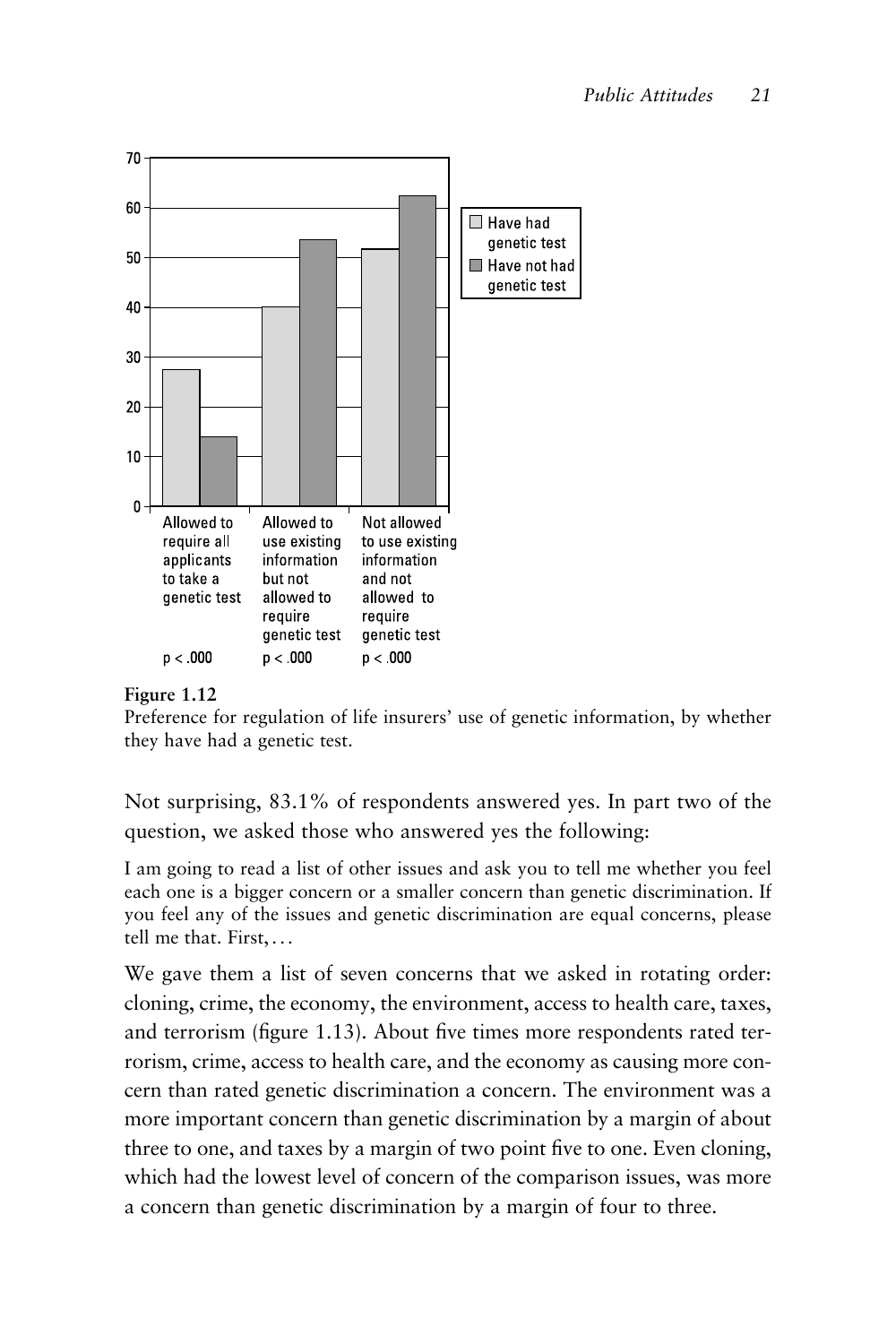**Figure 1.12**
Preference for regulation of life insurers' use of genetic information, by whether they have had a genetic test.

Not surprising, 83.1% of respondents answered yes. In part two of the question, we asked those who answered yes the following:

I am going to read a list of other issues and ask you to tell me whether you feel each one is a bigger concern or a smaller concern than genetic discrimination. If you feel any of the issues and genetic discrimination are equal concerns, please tell me that. First, . . .

We gave them a list of seven concerns that we asked in rotating order: cloning, crime, the economy, the environment, access to health care, taxes, and terrorism (figure 1.13). About five times more respondents rated terrorism, crime, access to health care, and the economy as causing more concern than rated genetic discrimination a concern. The environment was a more important concern than genetic discrimination by a margin of about three to one, and taxes by a margin of two point five to one. Even cloning, which had the lowest level of concern of the comparison issues, was more a concern than genetic discrimination by a margin of four to three.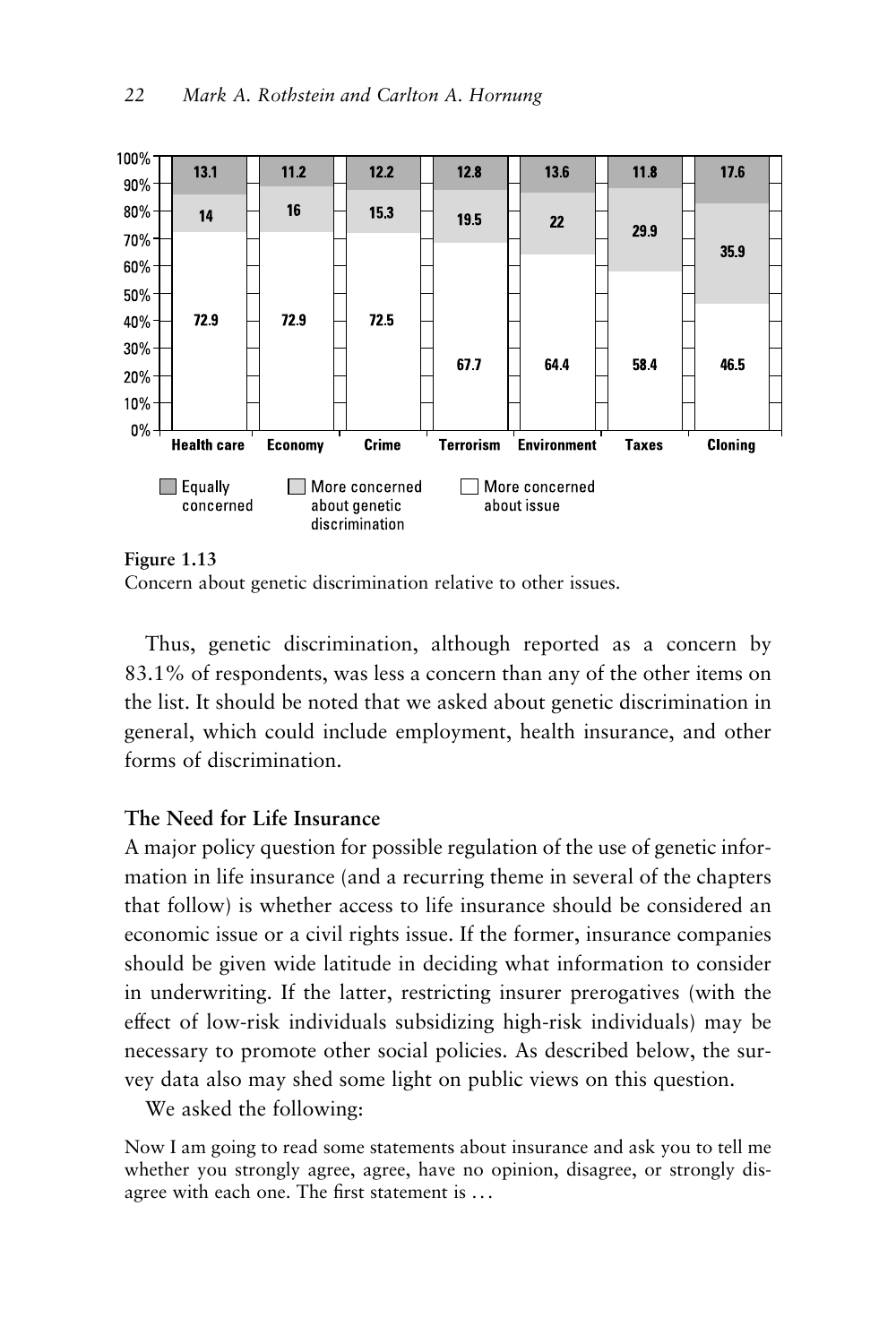| | Health care | Economy | Crime | Terrorism | Environment | Taxes | Cloning |
|---|---|---|---|---|---|---|---|
| Equally concerned | 13.1 | 11.2 | 12.2 | 12.8 | 13.6 | 11.8 | 17.6 |
| More concerned about genetic discrimination | 14 | 16 | 15.3 | 19.5 | 22 | 29.9 | 35.9 |
| More concerned about issue | 72.9 | 72.9 | 72.5 | 67.7 | 64.4 | 58.4 | 46.5 |

**Figure 1.13**
Concern about genetic discrimination relative to other issues.

Thus, genetic discrimination, although reported as a concern by 83.1% of respondents, was less a concern than any of the other items on the list. It should be noted that we asked about genetic discrimination in general, which could include employment, health insurance, and other forms of discrimination.

### The Need for Life Insurance

A major policy question for possible regulation of the use of genetic information in life insurance (and a recurring theme in several of the chapters that follow) is whether access to life insurance should be considered an economic issue or a civil rights issue. If the former, insurance companies should be given wide latitude in deciding what information to consider in underwriting. If the latter, restricting insurer prerogatives (with the effect of low-risk individuals subsidizing high-risk individuals) may be necessary to promote other social policies. As described below, the survey data also may shed some light on public views on this question.

We asked the following:

> Now I am going to read some statements about insurance and ask you to tell me whether you strongly agree, agree, have no opinion, disagree, or strongly disagree with each one. The first statement is . . .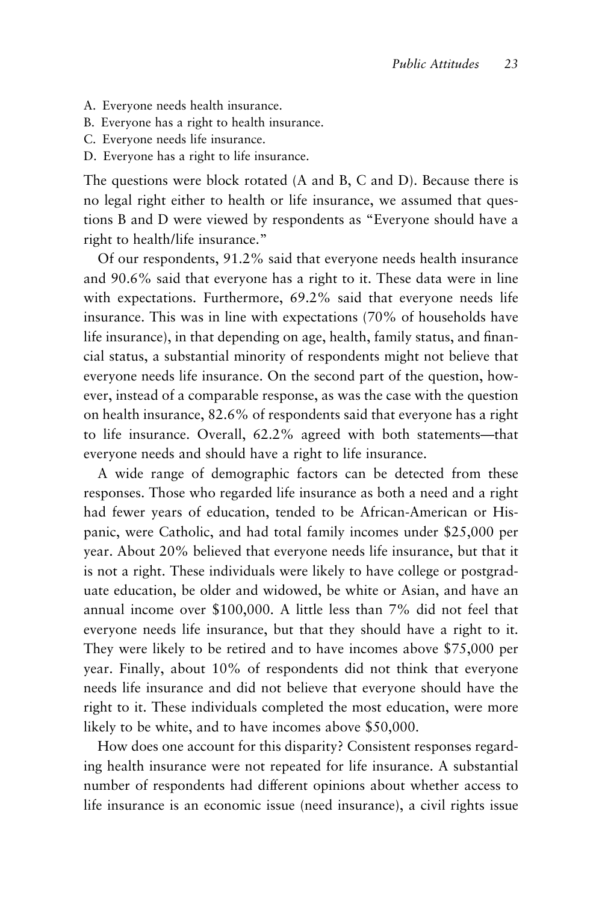A. Everyone needs health insurance.
B. Everyone has a right to health insurance.
C. Everyone needs life insurance.
D. Everyone has a right to life insurance.

The questions were block rotated (A and B, C and D). Because there is no legal right either to health or life insurance, we assumed that questions B and D were viewed by respondents as "Everyone should have a right to health/life insurance."

Of our respondents, 91.2% said that everyone needs health insurance and 90.6% said that everyone has a right to it. These data were in line with expectations. Furthermore, 69.2% said that everyone needs life insurance. This was in line with expectations (70% of households have life insurance), in that depending on age, health, family status, and financial status, a substantial minority of respondents might not believe that everyone needs life insurance. On the second part of the question, however, instead of a comparable response, as was the case with the question on health insurance, 82.6% of respondents said that everyone has a right to life insurance. Overall, 62.2% agreed with both statements—that everyone needs and should have a right to life insurance.

A wide range of demographic factors can be detected from these responses. Those who regarded life insurance as both a need and a right had fewer years of education, tended to be African-American or Hispanic, were Catholic, and had total family incomes under $25,000 per year. About 20% believed that everyone needs life insurance, but that it is not a right. These individuals were likely to have college or postgraduate education, be older and widowed, be white or Asian, and have an annual income over $100,000. A little less than 7% did not feel that everyone needs life insurance, but that they should have a right to it. They were likely to be retired and to have incomes above $75,000 per year. Finally, about 10% of respondents did not think that everyone needs life insurance and did not believe that everyone should have the right to it. These individuals completed the most education, were more likely to be white, and to have incomes above $50,000.

How does one account for this disparity? Consistent responses regarding health insurance were not repeated for life insurance. A substantial number of respondents had different opinions about whether access to life insurance is an economic issue (need insurance), a civil rights issue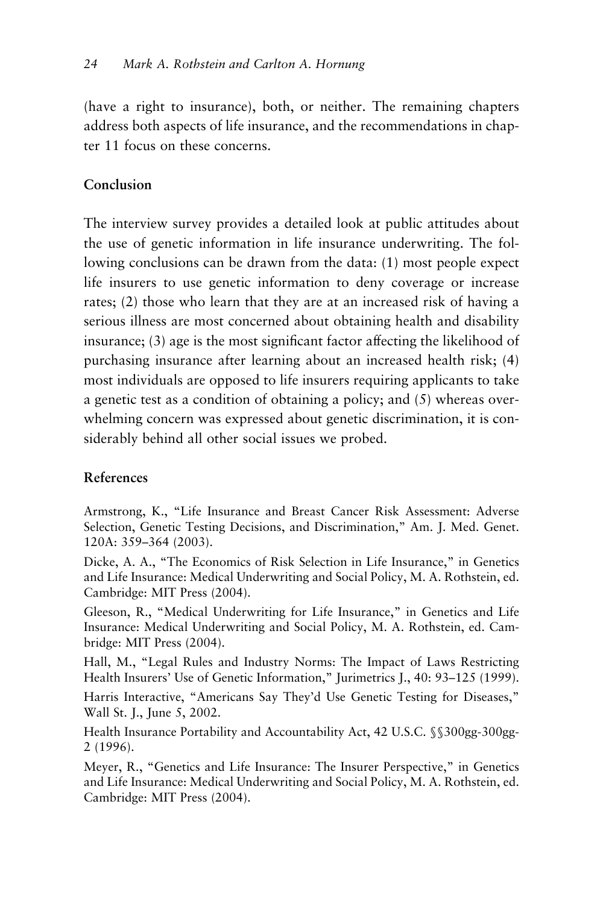(have a right to insurance), both, or neither. The remaining chapters address both aspects of life insurance, and the recommendations in chapter 11 focus on these concerns.

## Conclusion

The interview survey provides a detailed look at public attitudes about the use of genetic information in life insurance underwriting. The following conclusions can be drawn from the data: (1) most people expect life insurers to use genetic information to deny coverage or increase rates; (2) those who learn that they are at an increased risk of having a serious illness are most concerned about obtaining health and disability insurance; (3) age is the most significant factor affecting the likelihood of purchasing insurance after learning about an increased health risk; (4) most individuals are opposed to life insurers requiring applicants to take a genetic test as a condition of obtaining a policy; and (5) whereas overwhelming concern was expressed about genetic discrimination, it is considerably behind all other social issues we probed.

## References

Armstrong, K., "Life Insurance and Breast Cancer Risk Assessment: Adverse Selection, Genetic Testing Decisions, and Discrimination," Am. J. Med. Genet. 120A: 359–364 (2003).

Dicke, A. A., "The Economics of Risk Selection in Life Insurance," in Genetics and Life Insurance: Medical Underwriting and Social Policy, M. A. Rothstein, ed. Cambridge: MIT Press (2004).

Gleeson, R., "Medical Underwriting for Life Insurance," in Genetics and Life Insurance: Medical Underwriting and Social Policy, M. A. Rothstein, ed. Cambridge: MIT Press (2004).

Hall, M., "Legal Rules and Industry Norms: The Impact of Laws Restricting Health Insurers' Use of Genetic Information," Jurimetrics J., 40: 93–125 (1999).

Harris Interactive, "Americans Say They'd Use Genetic Testing for Diseases," Wall St. J., June 5, 2002.

Health Insurance Portability and Accountability Act, 42 U.S.C. §§300gg-300gg-2 (1996).

Meyer, R., "Genetics and Life Insurance: The Insurer Perspective," in Genetics and Life Insurance: Medical Underwriting and Social Policy, M. A. Rothstein, ed. Cambridge: MIT Press (2004).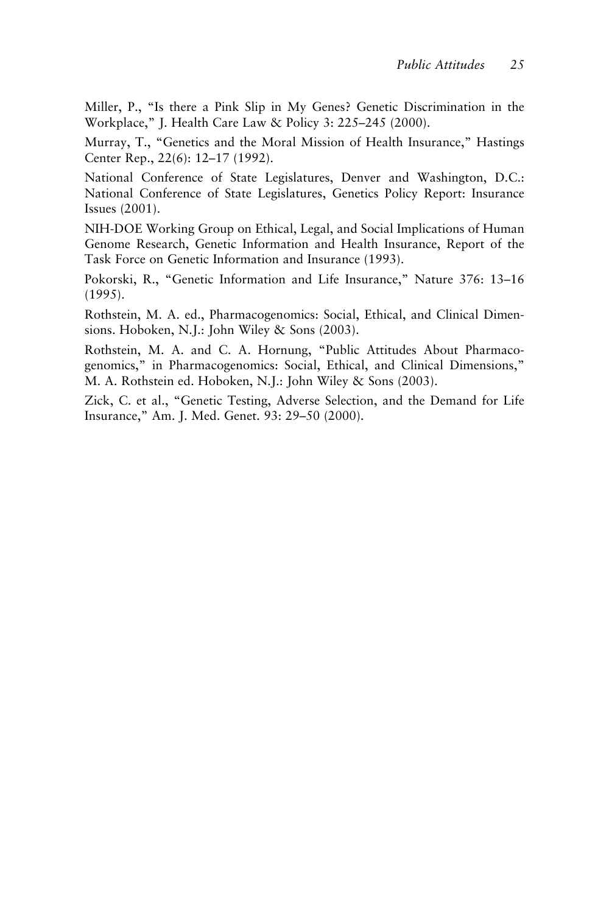Miller, P., "Is there a Pink Slip in My Genes? Genetic Discrimination in the Workplace," J. Health Care Law & Policy 3: 225–245 (2000).

Murray, T., "Genetics and the Moral Mission of Health Insurance," Hastings Center Rep., 22(6): 12–17 (1992).

National Conference of State Legislatures, Denver and Washington, D.C.: National Conference of State Legislatures, Genetics Policy Report: Insurance Issues (2001).

NIH-DOE Working Group on Ethical, Legal, and Social Implications of Human Genome Research, Genetic Information and Health Insurance, Report of the Task Force on Genetic Information and Insurance (1993).

Pokorski, R., "Genetic Information and Life Insurance," Nature 376: 13–16 (1995).

Rothstein, M. A. ed., Pharmacogenomics: Social, Ethical, and Clinical Dimensions. Hoboken, N.J.: John Wiley & Sons (2003).

Rothstein, M. A. and C. A. Hornung, "Public Attitudes About Pharmacogenomics," in Pharmacogenomics: Social, Ethical, and Clinical Dimensions," M. A. Rothstein ed. Hoboken, N.J.: John Wiley & Sons (2003).

Zick, C. et al., "Genetic Testing, Adverse Selection, and the Demand for Life Insurance," Am. J. Med. Genet. 93: 29–50 (2000).